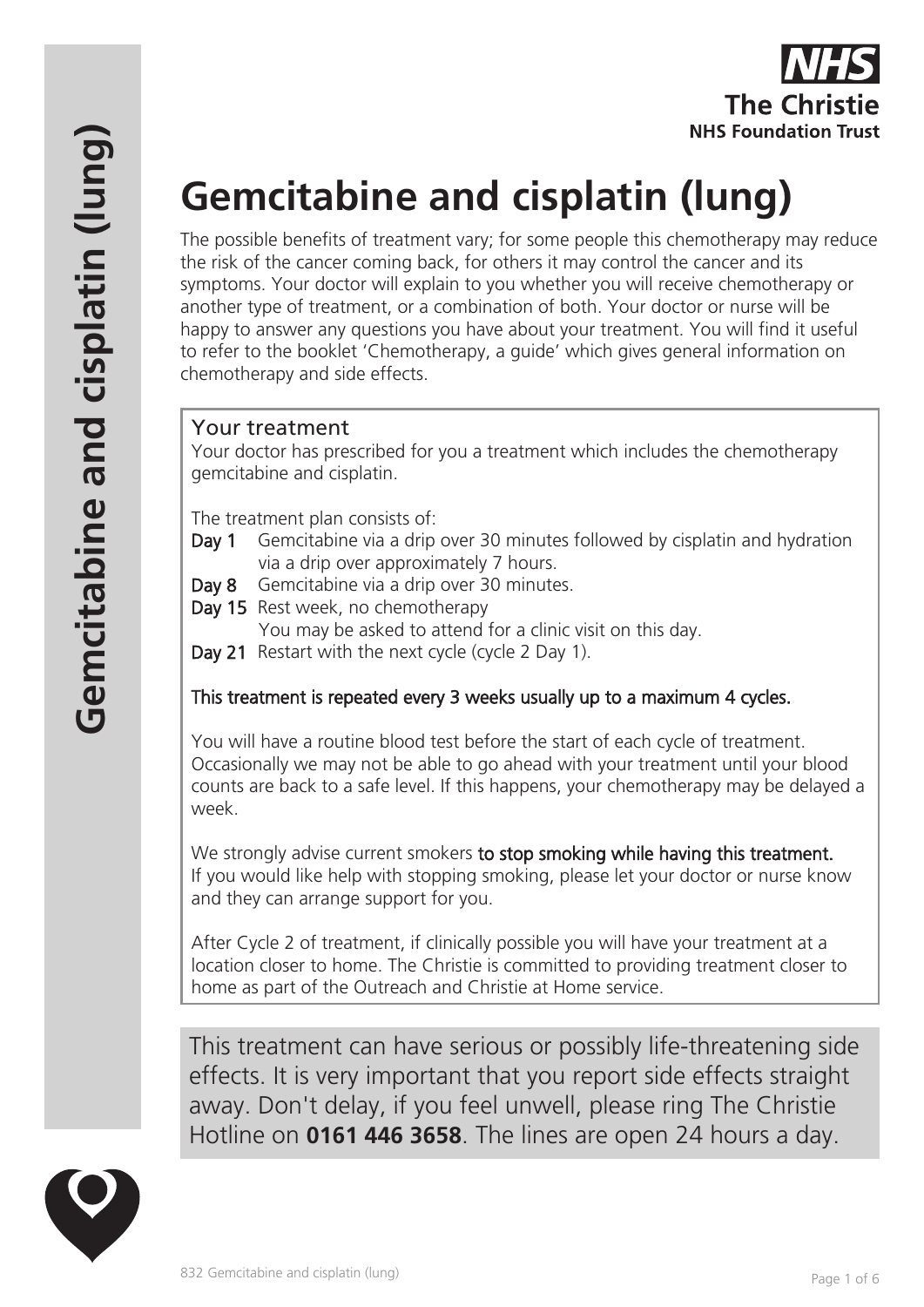# Gemcitabine and cisplatin (lung)

The possible benefits of treatment vary; for some people this chemotherapy may reduce the risk of the cancer coming back, for others it may control the cancer and its symptoms. Your doctor will explain to you whether you will receive chemotherapy or another type of treatment, or a combination of both. Your doctor or nurse will be happy to answer any questions you have about your treatment. You will find it useful to refer to the booklet 'Chemotherapy, a guide' which gives general information on chemotherapy and side effects.

## Your treatment

Your doctor has prescribed for you a treatment which includes the chemotherapy gemcitabine and cisplatin.

The treatment plan consists of:

**Day 1** Gemcitabine via a drip over 30 minutes followed by cisplatin and hydration via a drip over approximately 7 hours.

**Day 8** Gemcitabine via a drip over 30 minutes.

**Day 15** Rest week, no chemotherapy
You may be asked to attend for a clinic visit on this day.

**Day 21** Restart with the next cycle (cycle 2 Day 1).

**This treatment is repeated every 3 weeks usually up to a maximum 4 cycles.**

You will have a routine blood test before the start of each cycle of treatment. Occasionally we may not be able to go ahead with your treatment until your blood counts are back to a safe level. If this happens, your chemotherapy may be delayed a week.

We strongly advise current smokers **to stop smoking while having this treatment.** If you would like help with stopping smoking, please let your doctor or nurse know and they can arrange support for you.

After Cycle 2 of treatment, if clinically possible you will have your treatment at a location closer to home. The Christie is committed to providing treatment closer to home as part of the Outreach and Christie at Home service.

This treatment can have serious or possibly life-threatening side effects. It is very important that you report side effects straight away. Don't delay, if you feel unwell, please ring The Christie Hotline on **0161 446 3658**. The lines are open 24 hours a day.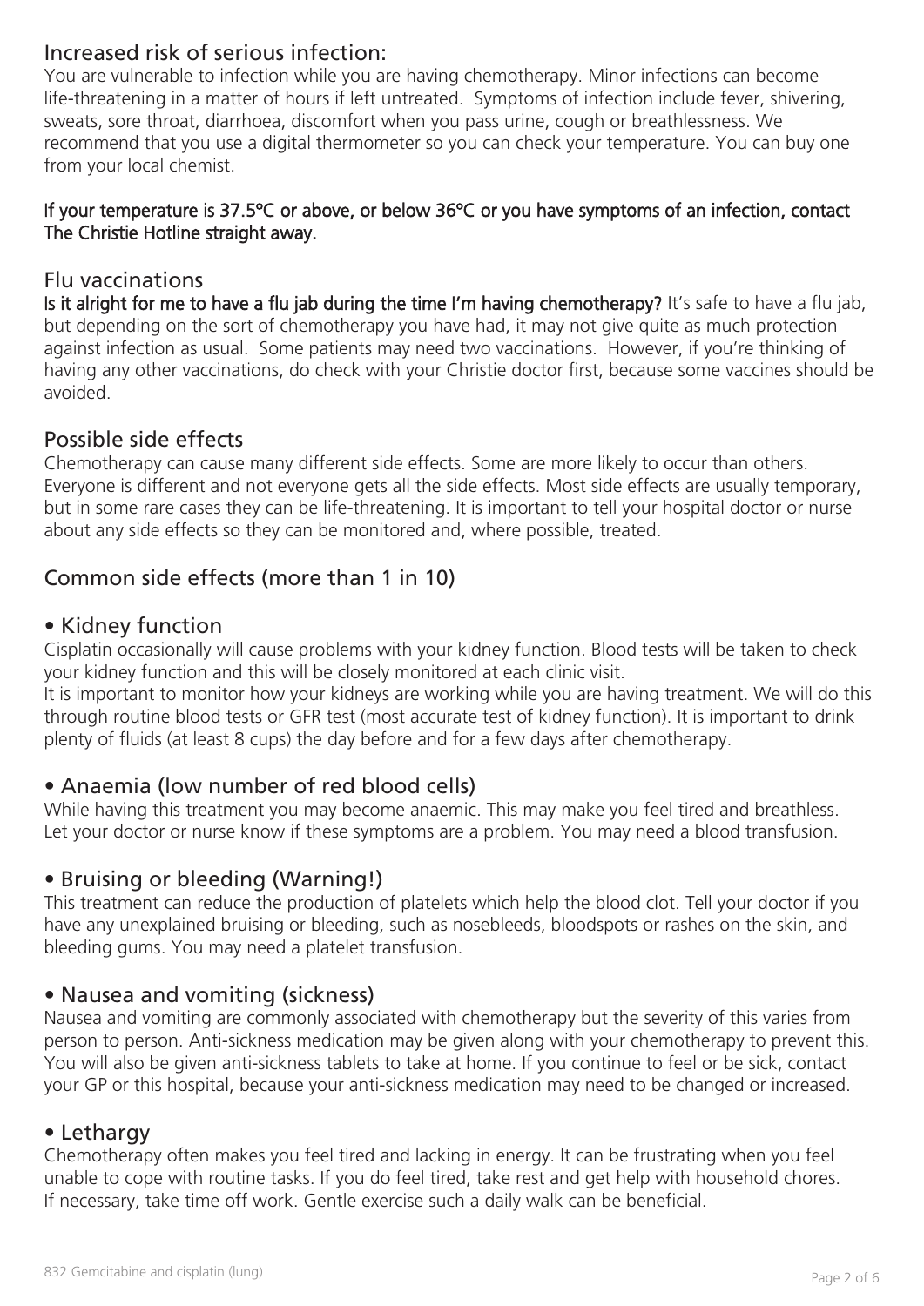## Increased risk of serious infection:

You are vulnerable to infection while you are having chemotherapy. Minor infections can become life-threatening in a matter of hours if left untreated. Symptoms of infection include fever, shivering, sweats, sore throat, diarrhoea, discomfort when you pass urine, cough or breathlessness. We recommend that you use a digital thermometer so you can check your temperature. You can buy one from your local chemist.

**If your temperature is 37.5ºC or above, or below 36ºC or you have symptoms of an infection, contact The Christie Hotline straight away.**

## Flu vaccinations

**Is it alright for me to have a flu jab during the time I'm having chemotherapy?** It's safe to have a flu jab, but depending on the sort of chemotherapy you have had, it may not give quite as much protection against infection as usual. Some patients may need two vaccinations. However, if you're thinking of having any other vaccinations, do check with your Christie doctor first, because some vaccines should be avoided.

## Possible side effects

Chemotherapy can cause many different side effects. Some are more likely to occur than others. Everyone is different and not everyone gets all the side effects. Most side effects are usually temporary, but in some rare cases they can be life-threatening. It is important to tell your hospital doctor or nurse about any side effects so they can be monitored and, where possible, treated.

## Common side effects (more than 1 in 10)

### • Kidney function

Cisplatin occasionally will cause problems with your kidney function. Blood tests will be taken to check your kidney function and this will be closely monitored at each clinic visit.

It is important to monitor how your kidneys are working while you are having treatment. We will do this through routine blood tests or GFR test (most accurate test of kidney function). It is important to drink plenty of fluids (at least 8 cups) the day before and for a few days after chemotherapy.

### • Anaemia (low number of red blood cells)

While having this treatment you may become anaemic. This may make you feel tired and breathless. Let your doctor or nurse know if these symptoms are a problem. You may need a blood transfusion.

### • Bruising or bleeding (Warning!)

This treatment can reduce the production of platelets which help the blood clot. Tell your doctor if you have any unexplained bruising or bleeding, such as nosebleeds, bloodspots or rashes on the skin, and bleeding gums. You may need a platelet transfusion.

### • Nausea and vomiting (sickness)

Nausea and vomiting are commonly associated with chemotherapy but the severity of this varies from person to person. Anti-sickness medication may be given along with your chemotherapy to prevent this. You will also be given anti-sickness tablets to take at home. If you continue to feel or be sick, contact your GP or this hospital, because your anti-sickness medication may need to be changed or increased.

### • Lethargy

Chemotherapy often makes you feel tired and lacking in energy. It can be frustrating when you feel unable to cope with routine tasks. If you do feel tired, take rest and get help with household chores. If necessary, take time off work. Gentle exercise such a daily walk can be beneficial.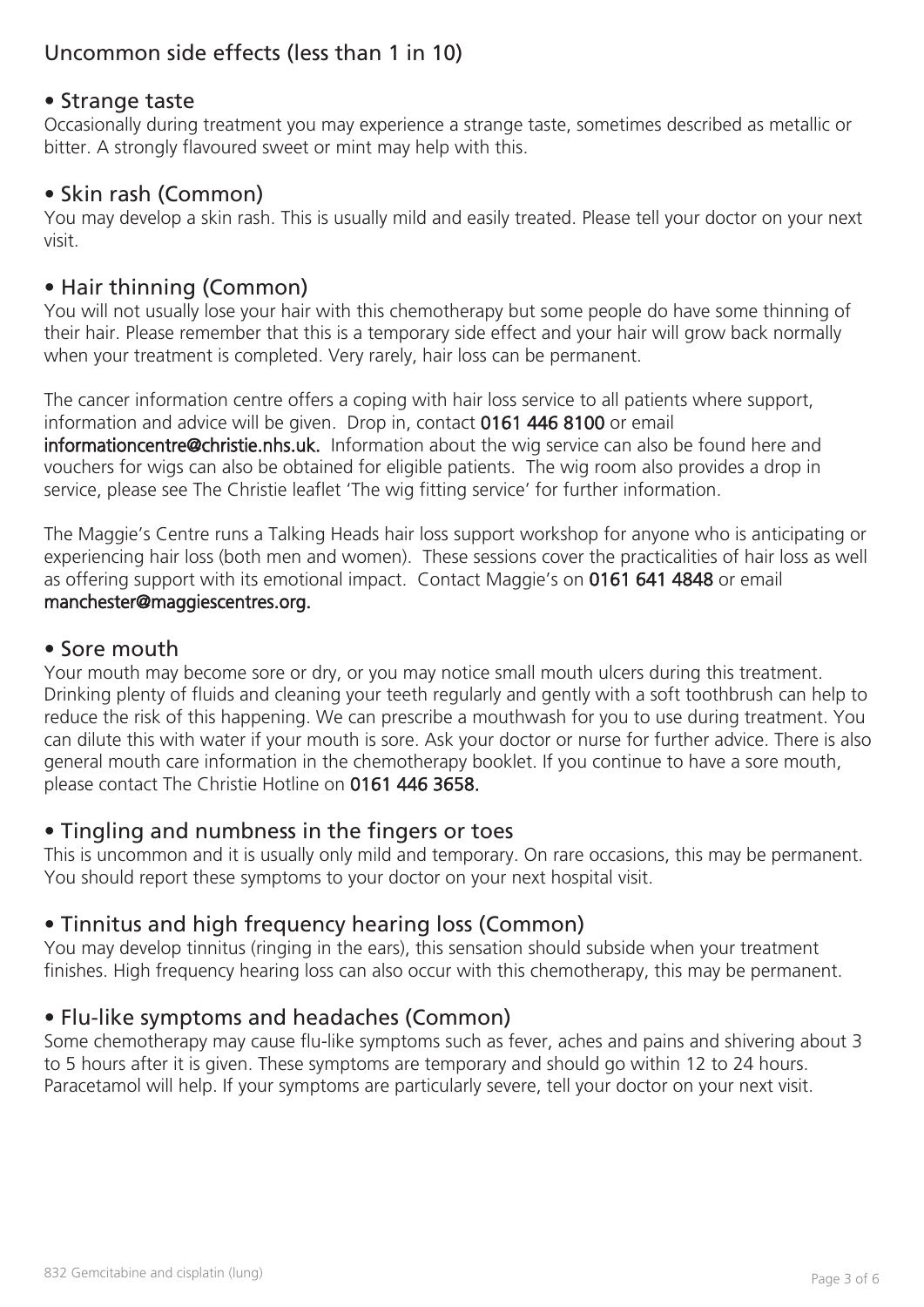## Uncommon side effects (less than 1 in 10)

### • Strange taste

Occasionally during treatment you may experience a strange taste, sometimes described as metallic or bitter. A strongly flavoured sweet or mint may help with this.

### • Skin rash (Common)

You may develop a skin rash. This is usually mild and easily treated. Please tell your doctor on your next visit.

### • Hair thinning (Common)

You will not usually lose your hair with this chemotherapy but some people do have some thinning of their hair. Please remember that this is a temporary side effect and your hair will grow back normally when your treatment is completed. Very rarely, hair loss can be permanent.

The cancer information centre offers a coping with hair loss service to all patients where support, information and advice will be given. Drop in, contact **0161 446 8100** or email **informationcentre@christie.nhs.uk.** Information about the wig service can also be found here and vouchers for wigs can also be obtained for eligible patients. The wig room also provides a drop in service, please see The Christie leaflet 'The wig fitting service' for further information.

The Maggie's Centre runs a Talking Heads hair loss support workshop for anyone who is anticipating or experiencing hair loss (both men and women). These sessions cover the practicalities of hair loss as well as offering support with its emotional impact. Contact Maggie's on **0161 641 4848** or email **manchester@maggiescentres.org.**

### • Sore mouth

Your mouth may become sore or dry, or you may notice small mouth ulcers during this treatment. Drinking plenty of fluids and cleaning your teeth regularly and gently with a soft toothbrush can help to reduce the risk of this happening. We can prescribe a mouthwash for you to use during treatment. You can dilute this with water if your mouth is sore. Ask your doctor or nurse for further advice. There is also general mouth care information in the chemotherapy booklet. If you continue to have a sore mouth, please contact The Christie Hotline on **0161 446 3658.**

### • Tingling and numbness in the fingers or toes

This is uncommon and it is usually only mild and temporary. On rare occasions, this may be permanent. You should report these symptoms to your doctor on your next hospital visit.

### • Tinnitus and high frequency hearing loss (Common)

You may develop tinnitus (ringing in the ears), this sensation should subside when your treatment finishes. High frequency hearing loss can also occur with this chemotherapy, this may be permanent.

### • Flu-like symptoms and headaches (Common)

Some chemotherapy may cause flu-like symptoms such as fever, aches and pains and shivering about 3 to 5 hours after it is given. These symptoms are temporary and should go within 12 to 24 hours. Paracetamol will help. If your symptoms are particularly severe, tell your doctor on your next visit.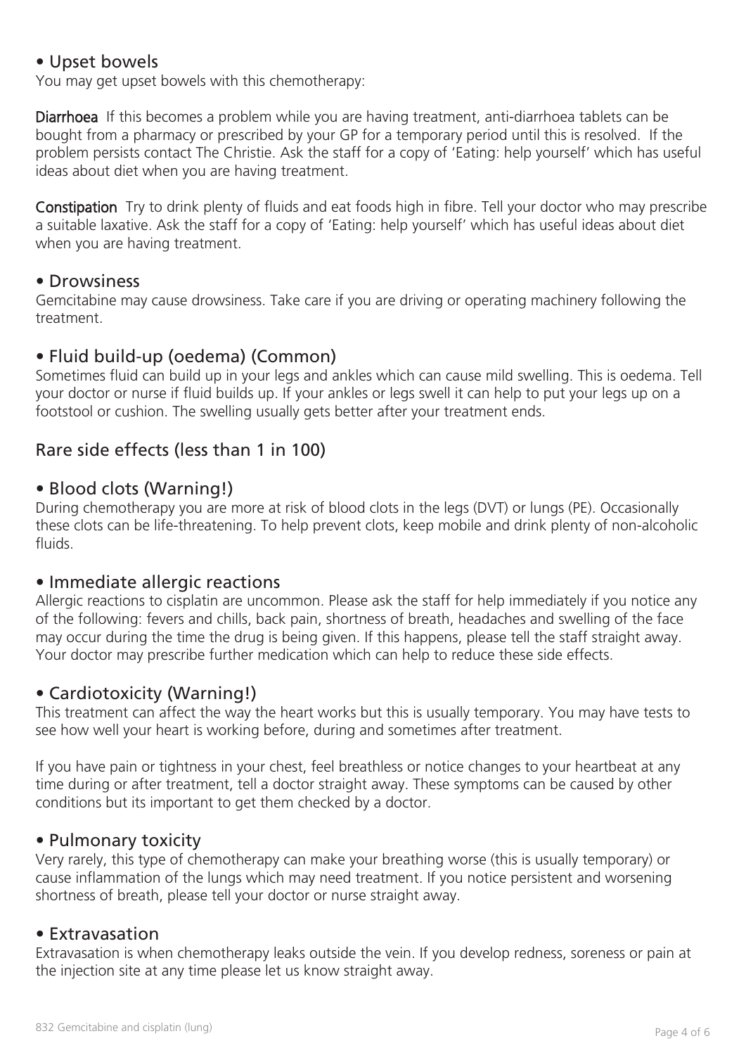## • Upset bowels

You may get upset bowels with this chemotherapy:

**Diarrhoea** If this becomes a problem while you are having treatment, anti-diarrhoea tablets can be bought from a pharmacy or prescribed by your GP for a temporary period until this is resolved. If the problem persists contact The Christie. Ask the staff for a copy of 'Eating: help yourself' which has useful ideas about diet when you are having treatment.

**Constipation** Try to drink plenty of fluids and eat foods high in fibre. Tell your doctor who may prescribe a suitable laxative. Ask the staff for a copy of 'Eating: help yourself' which has useful ideas about diet when you are having treatment.

## • Drowsiness

Gemcitabine may cause drowsiness. Take care if you are driving or operating machinery following the treatment.

## • Fluid build-up (oedema) (Common)

Sometimes fluid can build up in your legs and ankles which can cause mild swelling. This is oedema. Tell your doctor or nurse if fluid builds up. If your ankles or legs swell it can help to put your legs up on a footstool or cushion. The swelling usually gets better after your treatment ends.

# Rare side effects (less than 1 in 100)

## • Blood clots (Warning!)

During chemotherapy you are more at risk of blood clots in the legs (DVT) or lungs (PE). Occasionally these clots can be life-threatening. To help prevent clots, keep mobile and drink plenty of non-alcoholic fluids.

## • Immediate allergic reactions

Allergic reactions to cisplatin are uncommon. Please ask the staff for help immediately if you notice any of the following: fevers and chills, back pain, shortness of breath, headaches and swelling of the face may occur during the time the drug is being given. If this happens, please tell the staff straight away. Your doctor may prescribe further medication which can help to reduce these side effects.

## • Cardiotoxicity (Warning!)

This treatment can affect the way the heart works but this is usually temporary. You may have tests to see how well your heart is working before, during and sometimes after treatment.

If you have pain or tightness in your chest, feel breathless or notice changes to your heartbeat at any time during or after treatment, tell a doctor straight away. These symptoms can be caused by other conditions but its important to get them checked by a doctor.

## • Pulmonary toxicity

Very rarely, this type of chemotherapy can make your breathing worse (this is usually temporary) or cause inflammation of the lungs which may need treatment. If you notice persistent and worsening shortness of breath, please tell your doctor or nurse straight away.

## • Extravasation

Extravasation is when chemotherapy leaks outside the vein. If you develop redness, soreness or pain at the injection site at any time please let us know straight away.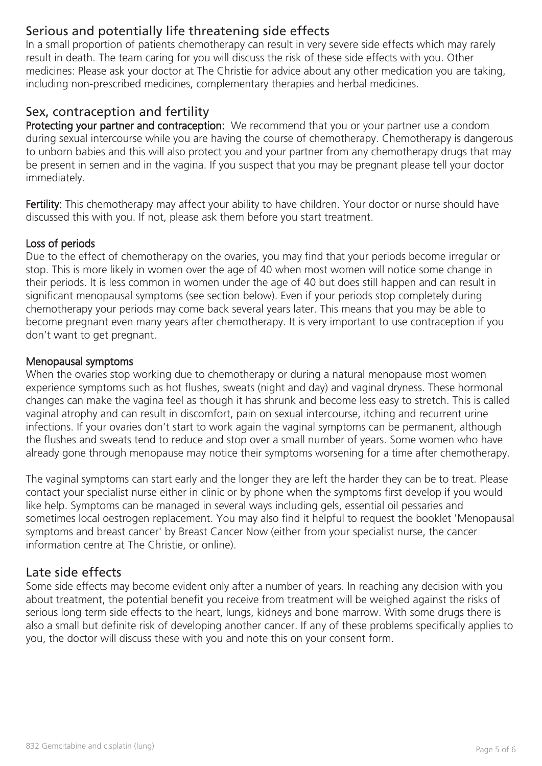## Serious and potentially life threatening side effects

In a small proportion of patients chemotherapy can result in very severe side effects which may rarely result in death. The team caring for you will discuss the risk of these side effects with you. Other medicines: Please ask your doctor at The Christie for advice about any other medication you are taking, including non-prescribed medicines, complementary therapies and herbal medicines.

## Sex, contraception and fertility

**Protecting your partner and contraception:** We recommend that you or your partner use a condom during sexual intercourse while you are having the course of chemotherapy. Chemotherapy is dangerous to unborn babies and this will also protect you and your partner from any chemotherapy drugs that may be present in semen and in the vagina. If you suspect that you may be pregnant please tell your doctor immediately.

**Fertility:** This chemotherapy may affect your ability to have children. Your doctor or nurse should have discussed this with you. If not, please ask them before you start treatment.

### Loss of periods

Due to the effect of chemotherapy on the ovaries, you may find that your periods become irregular or stop. This is more likely in women over the age of 40 when most women will notice some change in their periods. It is less common in women under the age of 40 but does still happen and can result in significant menopausal symptoms (see section below). Even if your periods stop completely during chemotherapy your periods may come back several years later. This means that you may be able to become pregnant even many years after chemotherapy. It is very important to use contraception if you don't want to get pregnant.

### Menopausal symptoms

When the ovaries stop working due to chemotherapy or during a natural menopause most women experience symptoms such as hot flushes, sweats (night and day) and vaginal dryness. These hormonal changes can make the vagina feel as though it has shrunk and become less easy to stretch. This is called vaginal atrophy and can result in discomfort, pain on sexual intercourse, itching and recurrent urine infections. If your ovaries don't start to work again the vaginal symptoms can be permanent, although the flushes and sweats tend to reduce and stop over a small number of years. Some women who have already gone through menopause may notice their symptoms worsening for a time after chemotherapy.

The vaginal symptoms can start early and the longer they are left the harder they can be to treat. Please contact your specialist nurse either in clinic or by phone when the symptoms first develop if you would like help. Symptoms can be managed in several ways including gels, essential oil pessaries and sometimes local oestrogen replacement. You may also find it helpful to request the booklet 'Menopausal symptoms and breast cancer' by Breast Cancer Now (either from your specialist nurse, the cancer information centre at The Christie, or online).

## Late side effects

Some side effects may become evident only after a number of years. In reaching any decision with you about treatment, the potential benefit you receive from treatment will be weighed against the risks of serious long term side effects to the heart, lungs, kidneys and bone marrow. With some drugs there is also a small but definite risk of developing another cancer. If any of these problems specifically applies to you, the doctor will discuss these with you and note this on your consent form.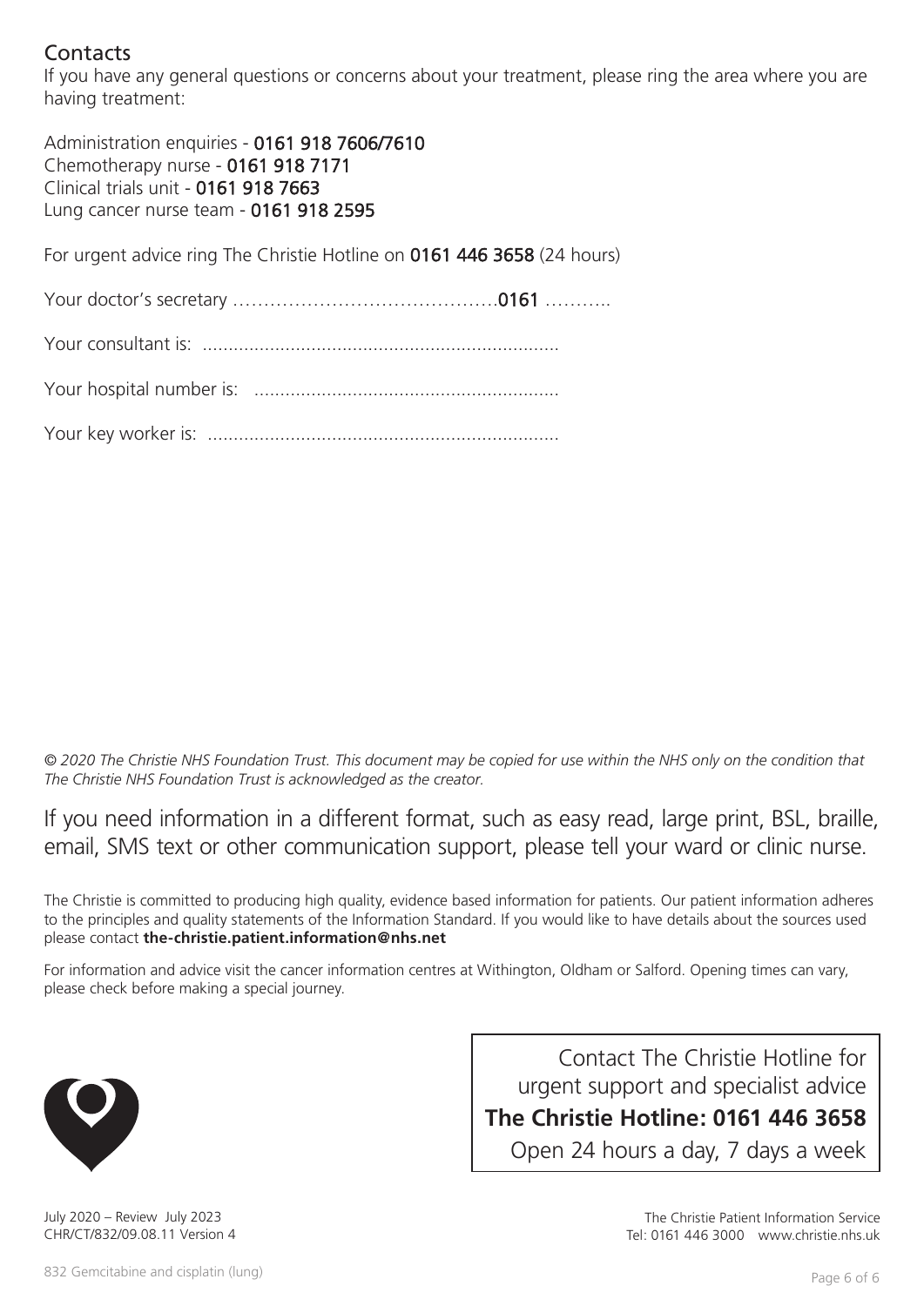## Contacts

If you have any general questions or concerns about your treatment, please ring the area where you are having treatment:

Administration enquiries - **0161 918 7606/7610**
Chemotherapy nurse - **0161 918 7171**
Clinical trials unit - **0161 918 7663**
Lung cancer nurse team - **0161 918 2595**

For urgent advice ring The Christie Hotline on **0161 446 3658** (24 hours)

Your doctor's secretary ……………………………………….**0161** ………..

Your consultant is: ....................................................................

Your hospital number is: ..........................................................

Your key worker is: ..................................................................

*© 2020 The Christie NHS Foundation Trust. This document may be copied for use within the NHS only on the condition that The Christie NHS Foundation Trust is acknowledged as the creator.*

If you need information in a different format, such as easy read, large print, BSL, braille, email, SMS text or other communication support, please tell your ward or clinic nurse.

The Christie is committed to producing high quality, evidence based information for patients. Our patient information adheres to the principles and quality statements of the Information Standard. If you would like to have details about the sources used please contact **the-christie.patient.information@nhs.net**

For information and advice visit the cancer information centres at Withington, Oldham or Salford. Opening times can vary, please check before making a special journey.

Contact The Christie Hotline for urgent support and specialist advice
**The Christie Hotline: 0161 446 3658**
Open 24 hours a day, 7 days a week

July 2020 – Review July 2023
CHR/CT/832/09.08.11 Version 4

The Christie Patient Information Service
Tel: 0161 446 3000 www.christie.nhs.uk